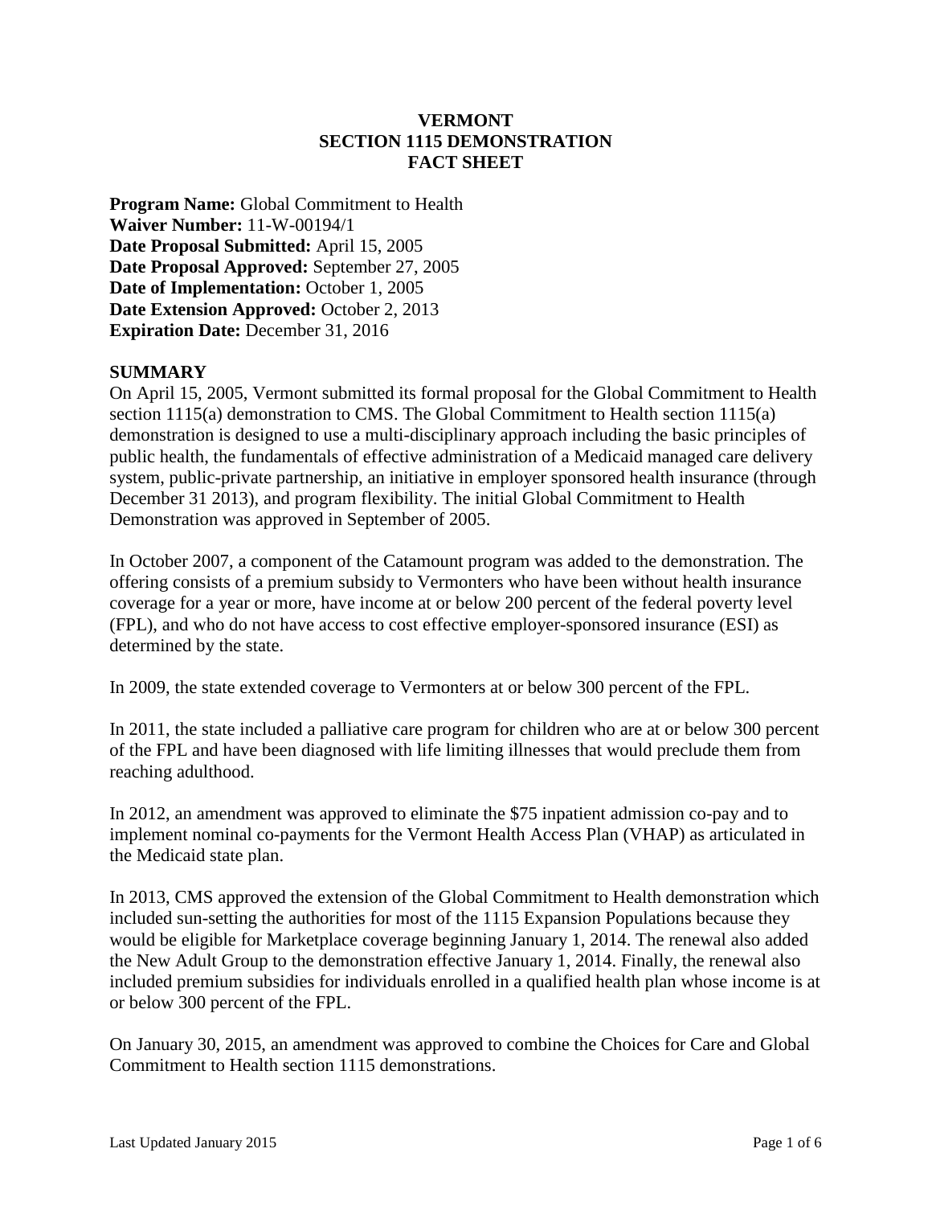# VERMONT
# SECTION 1115 DEMONSTRATION
# FACT SHEET

**Program Name:** Global Commitment to Health
**Waiver Number:** 11-W-00194/1
**Date Proposal Submitted:** April 15, 2005
**Date Proposal Approved:** September 27, 2005
**Date of Implementation:** October 1, 2005
**Date Extension Approved:** October 2, 2013
**Expiration Date:** December 31, 2016

## SUMMARY

On April 15, 2005, Vermont submitted its formal proposal for the Global Commitment to Health section 1115(a) demonstration to CMS. The Global Commitment to Health section 1115(a) demonstration is designed to use a multi-disciplinary approach including the basic principles of public health, the fundamentals of effective administration of a Medicaid managed care delivery system, public-private partnership, an initiative in employer sponsored health insurance (through December 31 2013), and program flexibility. The initial Global Commitment to Health Demonstration was approved in September of 2005.

In October 2007, a component of the Catamount program was added to the demonstration. The offering consists of a premium subsidy to Vermonters who have been without health insurance coverage for a year or more, have income at or below 200 percent of the federal poverty level (FPL), and who do not have access to cost effective employer-sponsored insurance (ESI) as determined by the state.

In 2009, the state extended coverage to Vermonters at or below 300 percent of the FPL.

In 2011, the state included a palliative care program for children who are at or below 300 percent of the FPL and have been diagnosed with life limiting illnesses that would preclude them from reaching adulthood.

In 2012, an amendment was approved to eliminate the $75 inpatient admission co-pay and to implement nominal co-payments for the Vermont Health Access Plan (VHAP) as articulated in the Medicaid state plan.

In 2013, CMS approved the extension of the Global Commitment to Health demonstration which included sun-setting the authorities for most of the 1115 Expansion Populations because they would be eligible for Marketplace coverage beginning January 1, 2014. The renewal also added the New Adult Group to the demonstration effective January 1, 2014. Finally, the renewal also included premium subsidies for individuals enrolled in a qualified health plan whose income is at or below 300 percent of the FPL.

On January 30, 2015, an amendment was approved to combine the Choices for Care and Global Commitment to Health section 1115 demonstrations.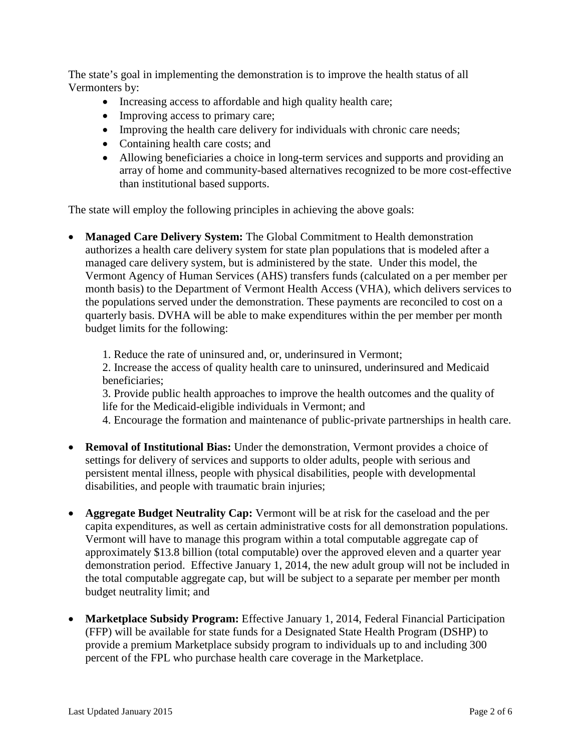The state's goal in implementing the demonstration is to improve the health status of all Vermonters by:

- Increasing access to affordable and high quality health care;
- Improving access to primary care;
- Improving the health care delivery for individuals with chronic care needs;
- Containing health care costs; and
- Allowing beneficiaries a choice in long-term services and supports and providing an array of home and community-based alternatives recognized to be more cost-effective than institutional based supports.

The state will employ the following principles in achieving the above goals:

- **Managed Care Delivery System:** The Global Commitment to Health demonstration authorizes a health care delivery system for state plan populations that is modeled after a managed care delivery system, but is administered by the state. Under this model, the Vermont Agency of Human Services (AHS) transfers funds (calculated on a per member per month basis) to the Department of Vermont Health Access (VHA), which delivers services to the populations served under the demonstration. These payments are reconciled to cost on a quarterly basis. DVHA will be able to make expenditures within the per member per month budget limits for the following:

  1. Reduce the rate of uninsured and, or, underinsured in Vermont;
  2. Increase the access of quality health care to uninsured, underinsured and Medicaid beneficiaries;
  3. Provide public health approaches to improve the health outcomes and the quality of life for the Medicaid-eligible individuals in Vermont; and
  4. Encourage the formation and maintenance of public-private partnerships in health care.

- **Removal of Institutional Bias:** Under the demonstration, Vermont provides a choice of settings for delivery of services and supports to older adults, people with serious and persistent mental illness, people with physical disabilities, people with developmental disabilities, and people with traumatic brain injuries;

- **Aggregate Budget Neutrality Cap:** Vermont will be at risk for the caseload and the per capita expenditures, as well as certain administrative costs for all demonstration populations. Vermont will have to manage this program within a total computable aggregate cap of approximately $13.8 billion (total computable) over the approved eleven and a quarter year demonstration period. Effective January 1, 2014, the new adult group will not be included in the total computable aggregate cap, but will be subject to a separate per member per month budget neutrality limit; and

- **Marketplace Subsidy Program:** Effective January 1, 2014, Federal Financial Participation (FFP) will be available for state funds for a Designated State Health Program (DSHP) to provide a premium Marketplace subsidy program to individuals up to and including 300 percent of the FPL who purchase health care coverage in the Marketplace.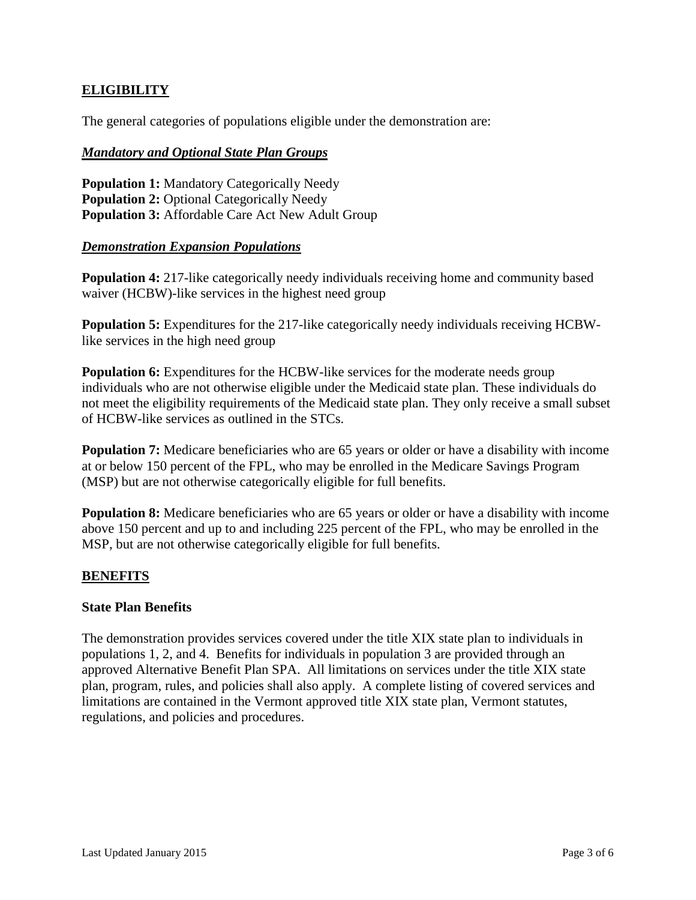## ELIGIBILITY

The general categories of populations eligible under the demonstration are:

***Mandatory and Optional State Plan Groups***

**Population 1:** Mandatory Categorically Needy
**Population 2:** Optional Categorically Needy
**Population 3:** Affordable Care Act New Adult Group

***Demonstration Expansion Populations***

**Population 4:** 217-like categorically needy individuals receiving home and community based waiver (HCBW)-like services in the highest need group

**Population 5:** Expenditures for the 217-like categorically needy individuals receiving HCBW-like services in the high need group

**Population 6:** Expenditures for the HCBW-like services for the moderate needs group individuals who are not otherwise eligible under the Medicaid state plan. These individuals do not meet the eligibility requirements of the Medicaid state plan. They only receive a small subset of HCBW-like services as outlined in the STCs.

**Population 7:** Medicare beneficiaries who are 65 years or older or have a disability with income at or below 150 percent of the FPL, who may be enrolled in the Medicare Savings Program (MSP) but are not otherwise categorically eligible for full benefits.

**Population 8:** Medicare beneficiaries who are 65 years or older or have a disability with income above 150 percent and up to and including 225 percent of the FPL, who may be enrolled in the MSP, but are not otherwise categorically eligible for full benefits.

## BENEFITS

### State Plan Benefits

The demonstration provides services covered under the title XIX state plan to individuals in populations 1, 2, and 4. Benefits for individuals in population 3 are provided through an approved Alternative Benefit Plan SPA. All limitations on services under the title XIX state plan, program, rules, and policies shall also apply. A complete listing of covered services and limitations are contained in the Vermont approved title XIX state plan, Vermont statutes, regulations, and policies and procedures.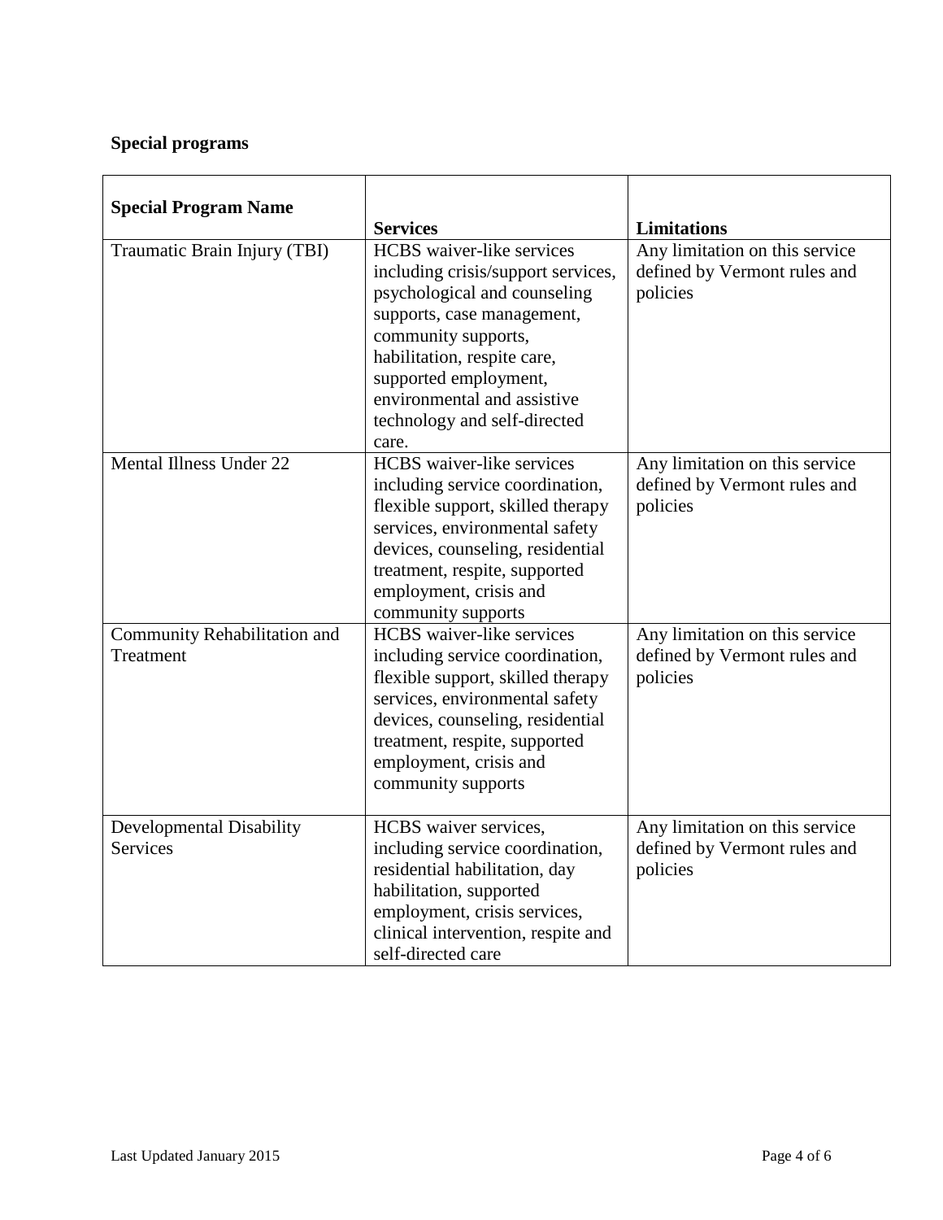**Special programs**

| Special Program Name | Services | Limitations |
| --- | --- | --- |
| Traumatic Brain Injury (TBI) | HCBS waiver-like services including crisis/support services, psychological and counseling supports, case management, community supports, habilitation, respite care, supported employment, environmental and assistive technology and self-directed care. | Any limitation on this service defined by Vermont rules and policies |
| Mental Illness Under 22 | HCBS waiver-like services including service coordination, flexible support, skilled therapy services, environmental safety devices, counseling, residential treatment, respite, supported employment, crisis and community supports | Any limitation on this service defined by Vermont rules and policies |
| Community Rehabilitation and Treatment | HCBS waiver-like services including service coordination, flexible support, skilled therapy services, environmental safety devices, counseling, residential treatment, respite, supported employment, crisis and community supports | Any limitation on this service defined by Vermont rules and policies |
| Developmental Disability Services | HCBS waiver services, including service coordination, residential habilitation, day habilitation, supported employment, crisis services, clinical intervention, respite and self-directed care | Any limitation on this service defined by Vermont rules and policies |

Last Updated January 2015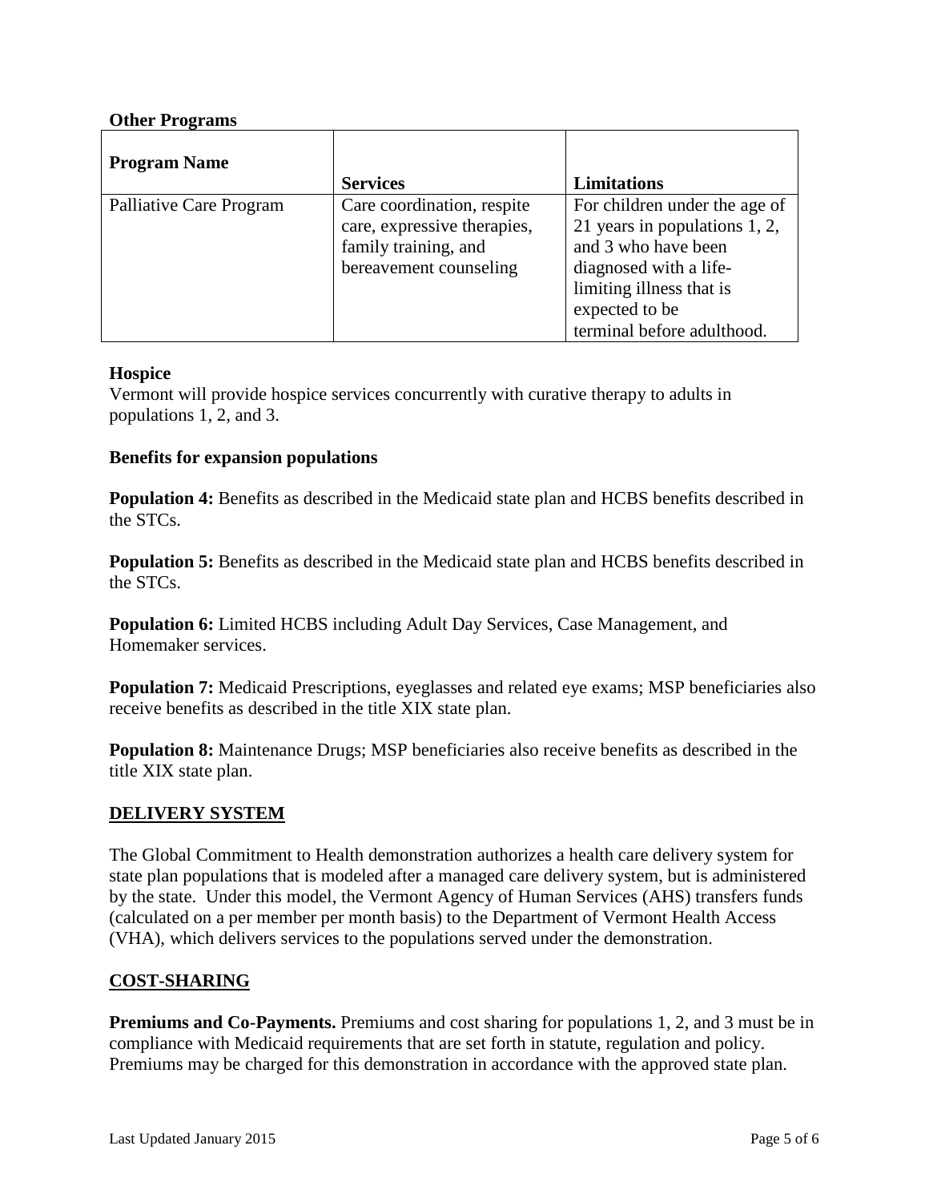**Other Programs**

| Program Name | Services | Limitations |
|---|---|---|
| Palliative Care Program | Care coordination, respite care, expressive therapies, family training, and bereavement counseling | For children under the age of 21 years in populations 1, 2, and 3 who have been diagnosed with a life-limiting illness that is expected to be terminal before adulthood. |

**Hospice**

Vermont will provide hospice services concurrently with curative therapy to adults in populations 1, 2, and 3.

**Benefits for expansion populations**

**Population 4:** Benefits as described in the Medicaid state plan and HCBS benefits described in the STCs.

**Population 5:** Benefits as described in the Medicaid state plan and HCBS benefits described in the STCs.

**Population 6:** Limited HCBS including Adult Day Services, Case Management, and Homemaker services.

**Population 7:** Medicaid Prescriptions, eyeglasses and related eye exams; MSP beneficiaries also receive benefits as described in the title XIX state plan.

**Population 8:** Maintenance Drugs; MSP beneficiaries also receive benefits as described in the title XIX state plan.

## DELIVERY SYSTEM

The Global Commitment to Health demonstration authorizes a health care delivery system for state plan populations that is modeled after a managed care delivery system, but is administered by the state. Under this model, the Vermont Agency of Human Services (AHS) transfers funds (calculated on a per member per month basis) to the Department of Vermont Health Access (VHA), which delivers services to the populations served under the demonstration.

## COST-SHARING

**Premiums and Co-Payments.** Premiums and cost sharing for populations 1, 2, and 3 must be in compliance with Medicaid requirements that are set forth in statute, regulation and policy. Premiums may be charged for this demonstration in accordance with the approved state plan.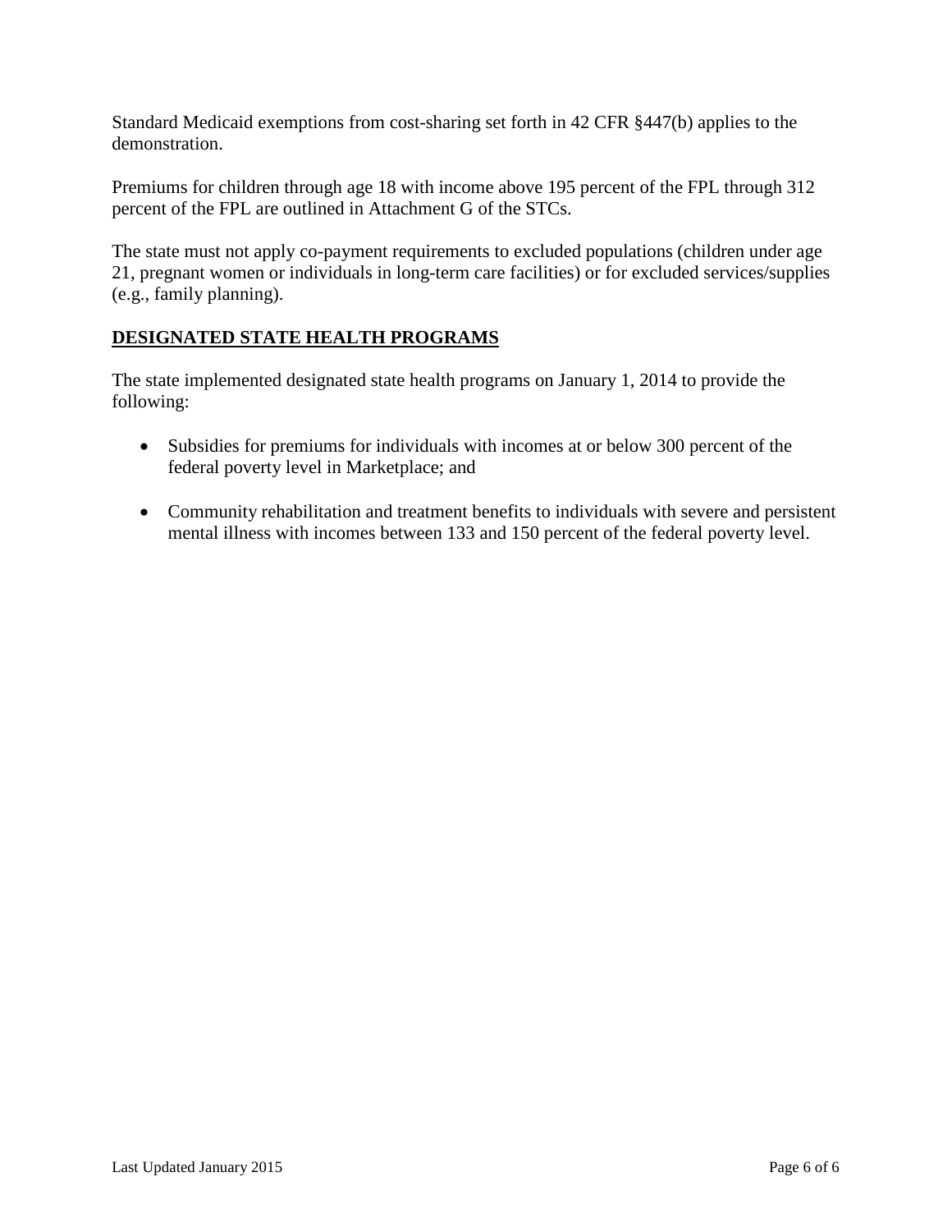Standard Medicaid exemptions from cost-sharing set forth in 42 CFR §447(b) applies to the demonstration.

Premiums for children through age 18 with income above 195 percent of the FPL through 312 percent of the FPL are outlined in Attachment G of the STCs.

The state must not apply co-payment requirements to excluded populations (children under age 21, pregnant women or individuals in long-term care facilities) or for excluded services/supplies (e.g., family planning).

## DESIGNATED STATE HEALTH PROGRAMS

The state implemented designated state health programs on January 1, 2014 to provide the following:

- Subsidies for premiums for individuals with incomes at or below 300 percent of the federal poverty level in Marketplace; and
- Community rehabilitation and treatment benefits to individuals with severe and persistent mental illness with incomes between 133 and 150 percent of the federal poverty level.